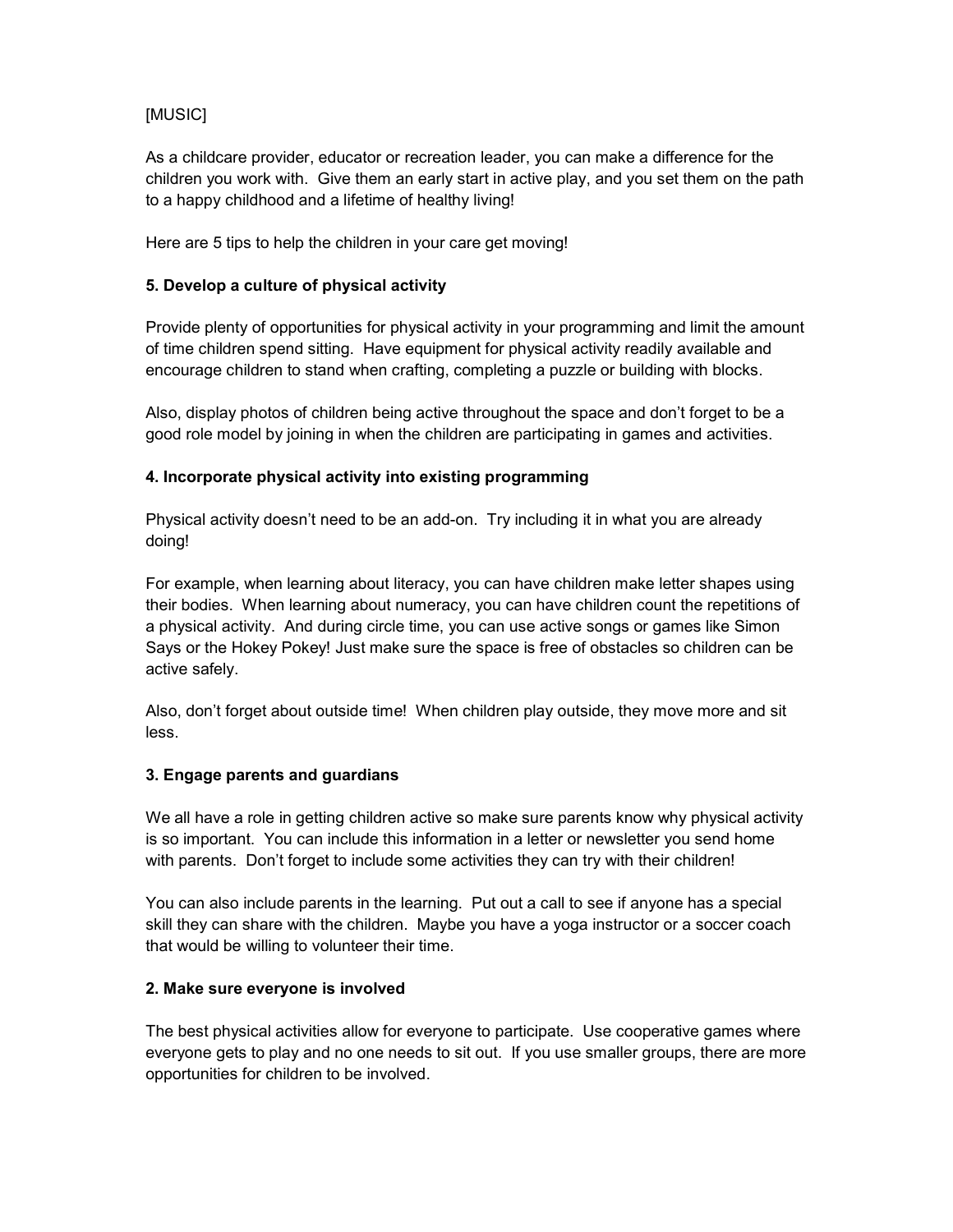[MUSIC]

As a childcare provider, educator or recreation leader, you can make a difference for the children you work with. Give them an early start in active play, and you set them on the path to a happy childhood and a lifetime of healthy living!

Here are 5 tips to help the children in your care get moving!

**5. Develop a culture of physical activity**

Provide plenty of opportunities for physical activity in your programming and limit the amount of time children spend sitting. Have equipment for physical activity readily available and encourage children to stand when crafting, completing a puzzle or building with blocks.

Also, display photos of children being active throughout the space and don't forget to be a good role model by joining in when the children are participating in games and activities.

**4. Incorporate physical activity into existing programming**

Physical activity doesn't need to be an add-on. Try including it in what you are already doing!

For example, when learning about literacy, you can have children make letter shapes using their bodies. When learning about numeracy, you can have children count the repetitions of a physical activity. And during circle time, you can use active songs or games like Simon Says or the Hokey Pokey! Just make sure the space is free of obstacles so children can be active safely.

Also, don't forget about outside time! When children play outside, they move more and sit less.

**3. Engage parents and guardians**

We all have a role in getting children active so make sure parents know why physical activity is so important. You can include this information in a letter or newsletter you send home with parents. Don't forget to include some activities they can try with their children!

You can also include parents in the learning. Put out a call to see if anyone has a special skill they can share with the children. Maybe you have a yoga instructor or a soccer coach that would be willing to volunteer their time.

**2. Make sure everyone is involved**

The best physical activities allow for everyone to participate. Use cooperative games where everyone gets to play and no one needs to sit out. If you use smaller groups, there are more opportunities for children to be involved.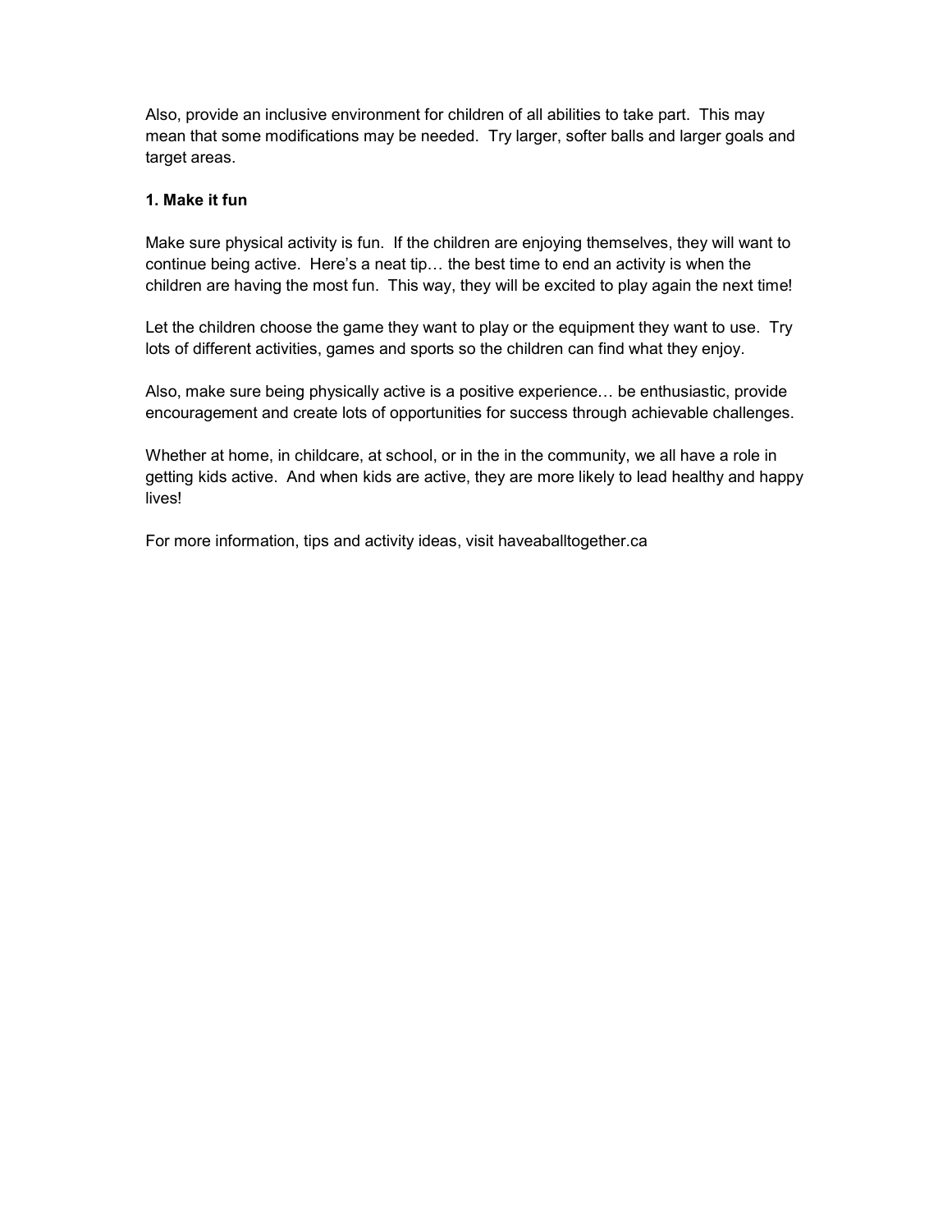Also, provide an inclusive environment for children of all abilities to take part. This may mean that some modifications may be needed. Try larger, softer balls and larger goals and target areas.

**1. Make it fun**

Make sure physical activity is fun. If the children are enjoying themselves, they will want to continue being active. Here's a neat tip… the best time to end an activity is when the children are having the most fun. This way, they will be excited to play again the next time!

Let the children choose the game they want to play or the equipment they want to use. Try lots of different activities, games and sports so the children can find what they enjoy.

Also, make sure being physically active is a positive experience… be enthusiastic, provide encouragement and create lots of opportunities for success through achievable challenges.

Whether at home, in childcare, at school, or in the in the community, we all have a role in getting kids active. And when kids are active, they are more likely to lead healthy and happy lives!

For more information, tips and activity ideas, visit haveaballtogether.ca